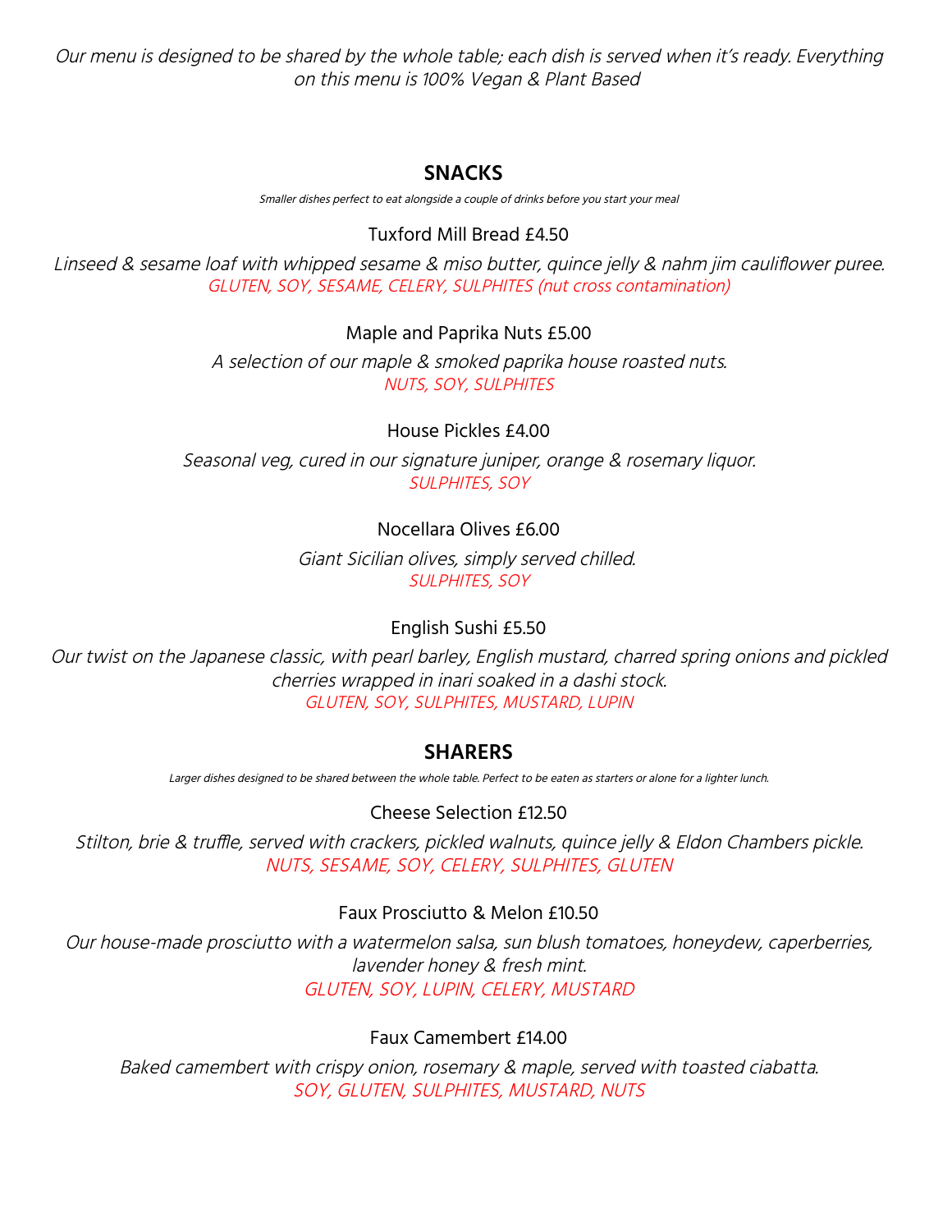*Our menu is designed to be shared by the whole table; each dish is served when it's ready. Everything on this menu is 100% Vegan & Plant Based*

## SNACKS

*Smaller dishes perfect to eat alongside a couple of drinks before you start your meal*

### Tuxford Mill Bread £4.50

*Linseed & sesame loaf with whipped sesame & miso butter, quince jelly & nahm jim cauliflower puree.*
GLUTEN, SOY, SESAME, CELERY, SULPHITES (nut cross contamination)

### Maple and Paprika Nuts £5.00

*A selection of our maple & smoked paprika house roasted nuts.*
NUTS, SOY, SULPHITES

### House Pickles £4.00

*Seasonal veg, cured in our signature juniper, orange & rosemary liquor.*
SULPHITES, SOY

### Nocellara Olives £6.00

*Giant Sicilian olives, simply served chilled.*
SULPHITES, SOY

### English Sushi £5.50

*Our twist on the Japanese classic, with pearl barley, English mustard, charred spring onions and pickled cherries wrapped in inari soaked in a dashi stock.*
GLUTEN, SOY, SULPHITES, MUSTARD, LUPIN

## SHARERS

*Larger dishes designed to be shared between the whole table. Perfect to be eaten as starters or alone for a lighter lunch.*

### Cheese Selection £12.50

*Stilton, brie & truffle, served with crackers, pickled walnuts, quince jelly & Eldon Chambers pickle.*
NUTS, SESAME, SOY, CELERY, SULPHITES, GLUTEN

### Faux Prosciutto & Melon £10.50

*Our house-made prosciutto with a watermelon salsa, sun blush tomatoes, honeydew, caperberries, lavender honey & fresh mint.*
GLUTEN, SOY, LUPIN, CELERY, MUSTARD

### Faux Camembert £14.00

*Baked camembert with crispy onion, rosemary & maple, served with toasted ciabatta.*
SOY, GLUTEN, SULPHITES, MUSTARD, NUTS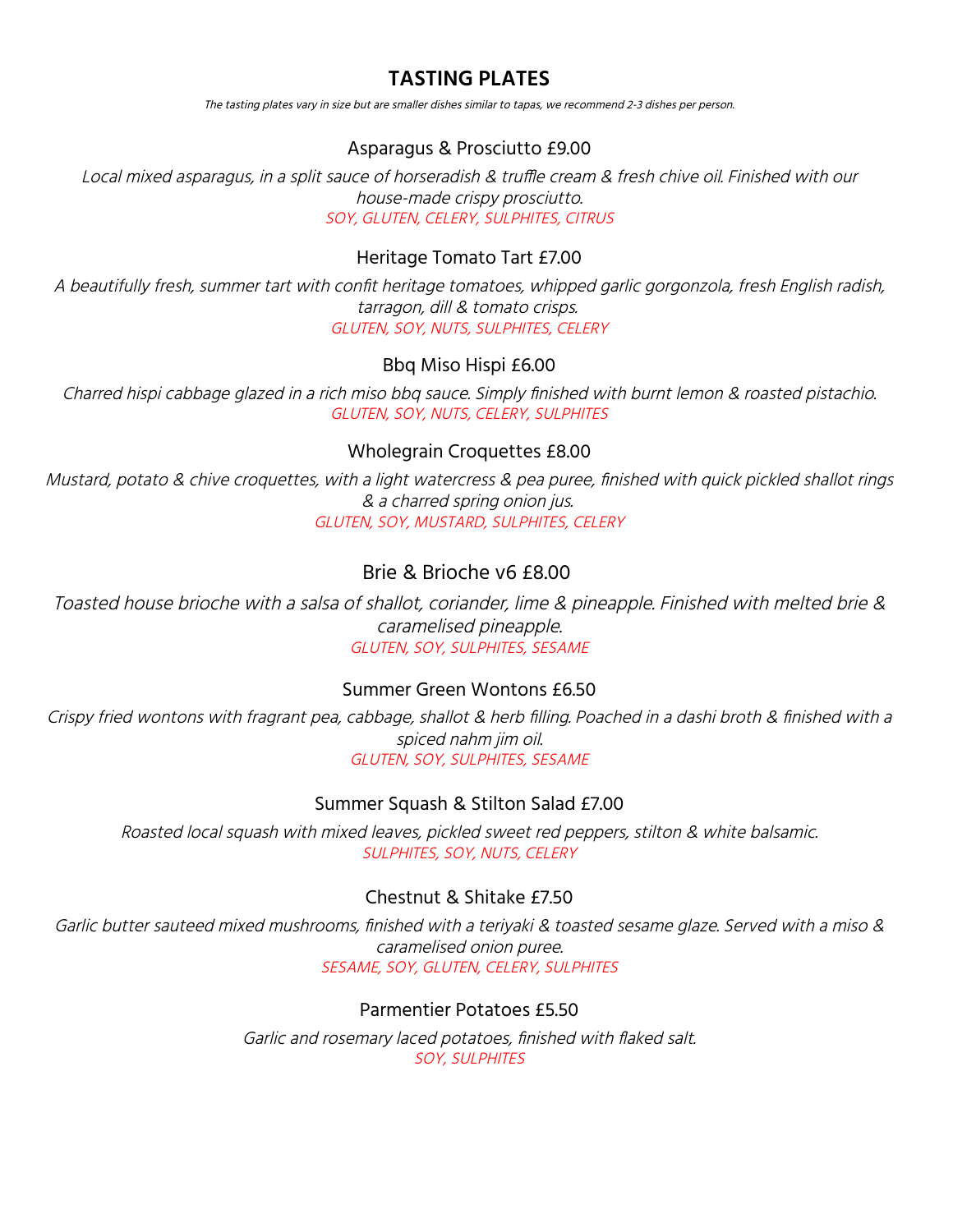# TASTING PLATES

*The tasting plates vary in size but are smaller dishes similar to tapas, we recommend 2-3 dishes per person.*

### Asparagus & Prosciutto £9.00

*Local mixed asparagus, in a split sauce of horseradish & truffle cream & fresh chive oil. Finished with our house-made crispy prosciutto.*

*SOY, GLUTEN, CELERY, SULPHITES, CITRUS*

### Heritage Tomato Tart £7.00

*A beautifully fresh, summer tart with confit heritage tomatoes, whipped garlic gorgonzola, fresh English radish, tarragon, dill & tomato crisps.*

*GLUTEN, SOY, NUTS, SULPHITES, CELERY*

### Bbq Miso Hispi £6.00

*Charred hispi cabbage glazed in a rich miso bbq sauce. Simply finished with burnt lemon & roasted pistachio.*

*GLUTEN, SOY, NUTS, CELERY, SULPHITES*

### Wholegrain Croquettes £8.00

*Mustard, potato & chive croquettes, with a light watercress & pea puree, finished with quick pickled shallot rings & a charred spring onion jus.*

*GLUTEN, SOY, MUSTARD, SULPHITES, CELERY*

### Brie & Brioche v6 £8.00

*Toasted house brioche with a salsa of shallot, coriander, lime & pineapple. Finished with melted brie & caramelised pineapple.*

*GLUTEN, SOY, SULPHITES, SESAME*

### Summer Green Wontons £6.50

*Crispy fried wontons with fragrant pea, cabbage, shallot & herb filling. Poached in a dashi broth & finished with a spiced nahm jim oil.*

*GLUTEN, SOY, SULPHITES, SESAME*

### Summer Squash & Stilton Salad £7.00

*Roasted local squash with mixed leaves, pickled sweet red peppers, stilton & white balsamic.*

*SULPHITES, SOY, NUTS, CELERY*

### Chestnut & Shitake £7.50

*Garlic butter sauteed mixed mushrooms, finished with a teriyaki & toasted sesame glaze. Served with a miso & caramelised onion puree.*

*SESAME, SOY, GLUTEN, CELERY, SULPHITES*

### Parmentier Potatoes £5.50

*Garlic and rosemary laced potatoes, finished with flaked salt.*

*SOY, SULPHITES*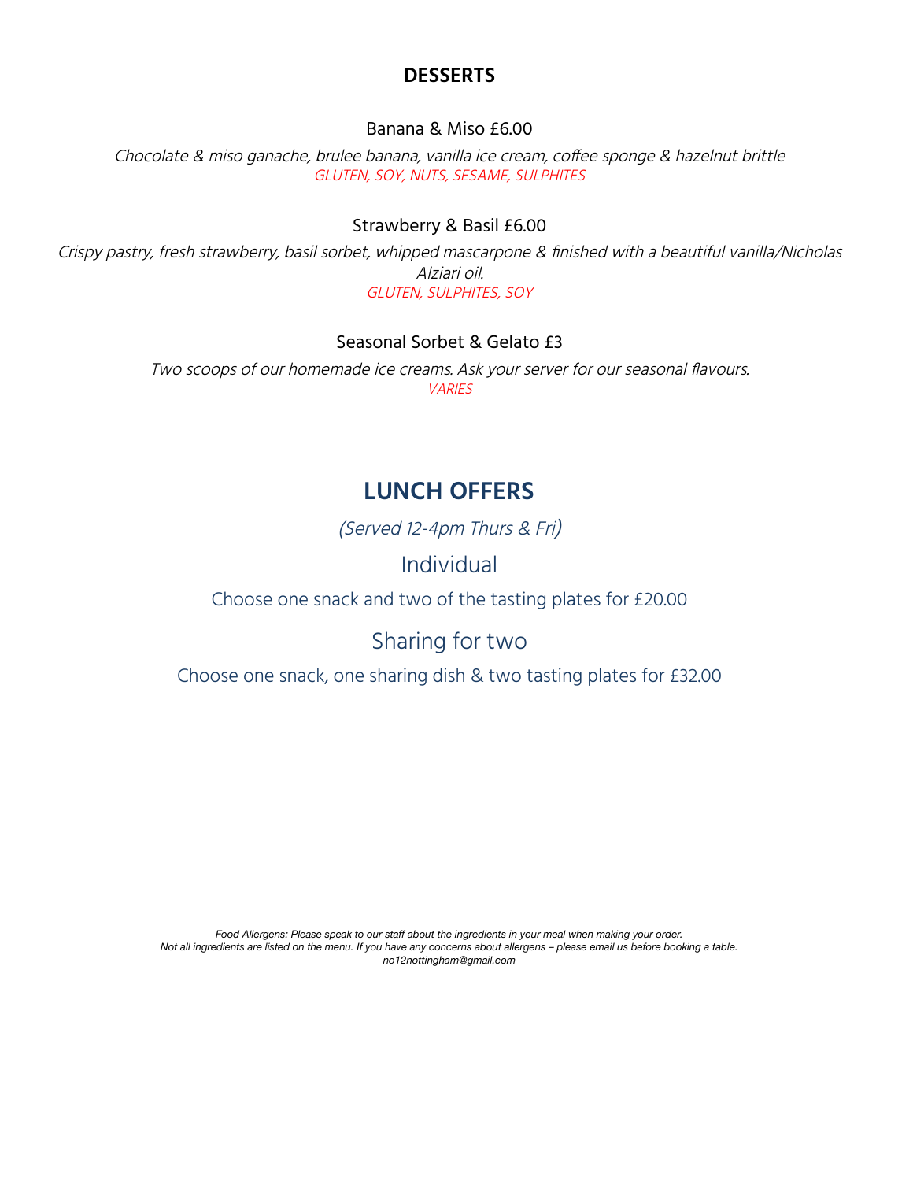## DESSERTS

### Banana & Miso £6.00

*Chocolate & miso ganache, brulee banana, vanilla ice cream, coffee sponge & hazelnut brittle*
GLUTEN, SOY, NUTS, SESAME, SULPHITES

### Strawberry & Basil £6.00

*Crispy pastry, fresh strawberry, basil sorbet, whipped mascarpone & finished with a beautiful vanilla/Nicholas Alziari oil.*
GLUTEN, SULPHITES, SOY

### Seasonal Sorbet & Gelato £3

*Two scoops of our homemade ice creams. Ask your server for our seasonal flavours.*
VARIES

## LUNCH OFFERS

*(Served 12-4pm Thurs & Fri)*

### Individual

Choose one snack and two of the tasting plates for £20.00

### Sharing for two

Choose one snack, one sharing dish & two tasting plates for £32.00

*Food Allergens: Please speak to our staff about the ingredients in your meal when making your order.*
*Not all ingredients are listed on the menu. If you have any concerns about allergens – please email us before booking a table.*
*no12nottingham@gmail.com*